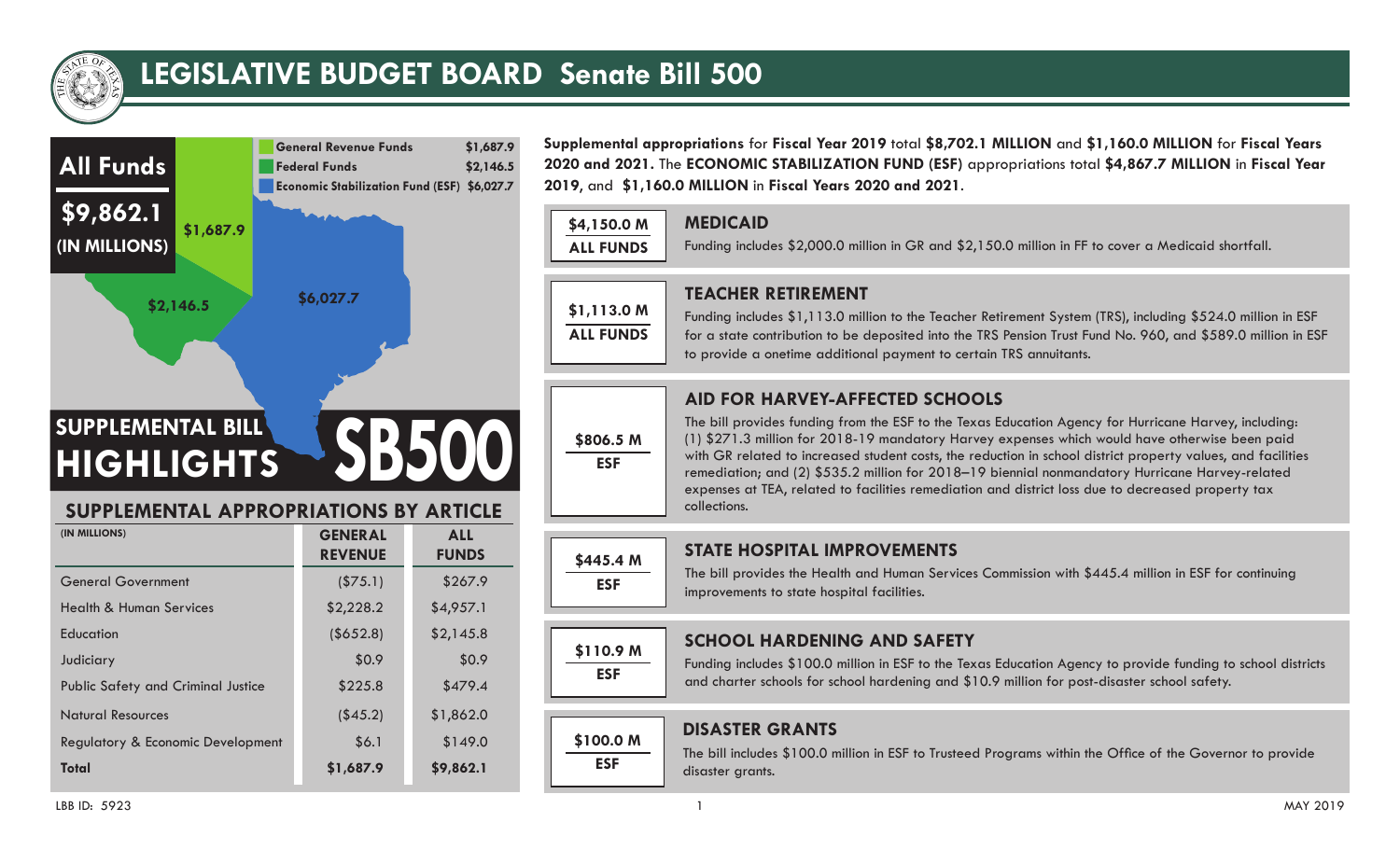# LEGISLATIVE BUDGET BOARD Senate Bill 500

## All Funds

**$9,862.1**
**(IN MILLIONS)**

- General Revenue Funds $1,687.9
- Federal Funds $2,146.5
- Economic Stabilization Fund (ESF) $6,027.7

$1,687.9

$2,146.5

$6,027.7

## SUPPLEMENTAL BILL HIGHLIGHTS SB500

### SUPPLEMENTAL APPROPRIATIONS BY ARTICLE

| (IN MILLIONS) | GENERAL REVENUE | ALL FUNDS |
|---|---|---|
| General Government | ($75.1) | $267.9 |
| Health & Human Services | $2,228.2 | $4,957.1 |
| Education | ($652.8) | $2,145.8 |
| Judiciary | $0.9 | $0.9 |
| Public Safety and Criminal Justice | $225.8 | $479.4 |
| Natural Resources | ($45.2) | $1,862.0 |
| Regulatory & Economic Development | $6.1 | $149.0 |
| **Total** | **$1,687.9** | **$9,862.1** |

**Supplemental appropriations** for **Fiscal Year 2019** total **$8,702.1 MILLION** and **$1,160.0 MILLION** for **Fiscal Years 2020 and 2021**. The **ECONOMIC STABILIZATION FUND (ESF)** appropriations total **$4,867.7 MILLION** in **Fiscal Year 2019**, and **$1,160.0 MILLION** in **Fiscal Years 2020 and 2021**.

### MEDICAID

**$4,150.0 M — ALL FUNDS**

Funding includes $2,000.0 million in GR and $2,150.0 million in FF to cover a Medicaid shortfall.

### TEACHER RETIREMENT

**$1,113.0 M — ALL FUNDS**

Funding includes $1,113.0 million to the Teacher Retirement System (TRS), including $524.0 million in ESF for a state contribution to be deposited into the TRS Pension Trust Fund No. 960, and $589.0 million in ESF to provide a onetime additional payment to certain TRS annuitants.

### AID FOR HARVEY-AFFECTED SCHOOLS

**$806.5 M — ESF**

The bill provides funding from the ESF to the Texas Education Agency for Hurricane Harvey, including: (1) $271.3 million for 2018-19 mandatory Harvey expenses which would have otherwise been paid with GR related to increased student costs, the reduction in school district property values, and facilities remediation; and (2) $535.2 million for 2018–19 biennial nonmandatory Hurricane Harvey-related expenses at TEA, related to facilities remediation and district loss due to decreased property tax collections.

### STATE HOSPITAL IMPROVEMENTS

**$445.4 M — ESF**

The bill provides the Health and Human Services Commission with $445.4 million in ESF for continuing improvements to state hospital facilities.

### SCHOOL HARDENING AND SAFETY

**$110.9 M — ESF**

Funding includes $100.0 million in ESF to the Texas Education Agency to provide funding to school districts and charter schools for school hardening and $10.9 million for post-disaster school safety.

### DISASTER GRANTS

**$100.0 M — ESF**

The bill includes $100.0 million in ESF to Trusteed Programs within the Office of the Governor to provide disaster grants.

LBB ID: 5923

MAY 2019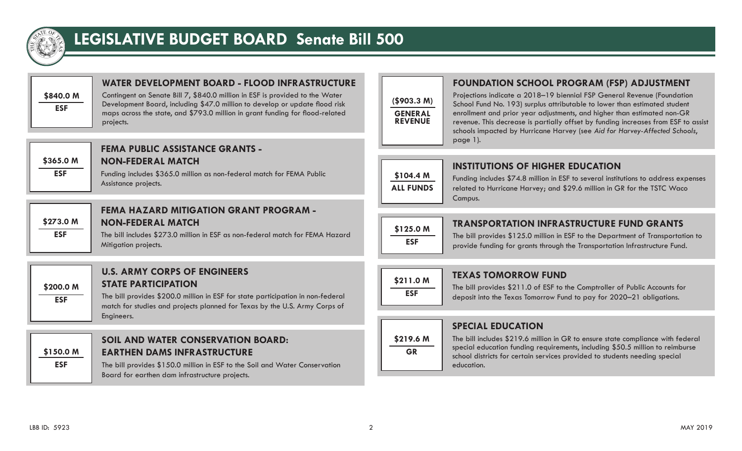# LEGISLATIVE BUDGET BOARD Senate Bill 500

## WATER DEVELOPMENT BOARD - FLOOD INFRASTRUCTURE

**$840.0 M**
**ESF**

Contingent on Senate Bill 7, $840.0 million in ESF is provided to the Water Development Board, including $47.0 million to develop or update flood risk maps across the state, and $793.0 million in grant funding for flood-related projects.

## FEMA PUBLIC ASSISTANCE GRANTS - NON-FEDERAL MATCH

**$365.0 M**
**ESF**

Funding includes $365.0 million as non-federal match for FEMA Public Assistance projects.

## FEMA HAZARD MITIGATION GRANT PROGRAM - NON-FEDERAL MATCH

**$273.0 M**
**ESF**

The bill includes $273.0 million in ESF as non-federal match for FEMA Hazard Mitigation projects.

## U.S. ARMY CORPS OF ENGINEERS STATE PARTICIPATION

**$200.0 M**
**ESF**

The bill provides $200.0 million in ESF for state participation in non-federal match for studies and projects planned for Texas by the U.S. Army Corps of Engineers.

## SOIL AND WATER CONSERVATION BOARD: EARTHEN DAMS INFRASTRUCTURE

**$150.0 M**
**ESF**

The bill provides $150.0 million in ESF to the Soil and Water Conservation Board for earthen dam infrastructure projects.

## FOUNDATION SCHOOL PROGRAM (FSP) ADJUSTMENT

**($903.3 M)**
**GENERAL REVENUE**

Projections indicate a 2018–19 biennial FSP General Revenue (Foundation School Fund No. 193) surplus attributable to lower than estimated student enrollment and prior year adjustments, and higher than estimated non-GR revenue. This decrease is partially offset by funding increases from ESF to assist schools impacted by Hurricane Harvey (see *Aid for Harvey-Affected Schools*, page 1).

## INSTITUTIONS OF HIGHER EDUCATION

**$104.4 M**
**ALL FUNDS**

Funding includes $74.8 million in ESF to several institutions to address expenses related to Hurricane Harvey; and $29.6 million in GR for the TSTC Waco Campus.

## TRANSPORTATION INFRASTRUCTURE FUND GRANTS

**$125.0 M**
**ESF**

The bill provides $125.0 million in ESF to the Department of Transportation to provide funding for grants through the Transportation Infrastructure Fund.

## TEXAS TOMORROW FUND

**$211.0 M**
**ESF**

The bill provides $211.0 of ESF to the Comptroller of Public Accounts for deposit into the Texas Tomorrow Fund to pay for 2020–21 obligations.

## SPECIAL EDUCATION

**$219.6 M**
**GR**

The bill includes $219.6 million in GR to ensure state compliance with federal special education funding requirements, including $50.5 million to reimburse school districts for certain services provided to students needing special education.

LBB ID: 5923

MAY 2019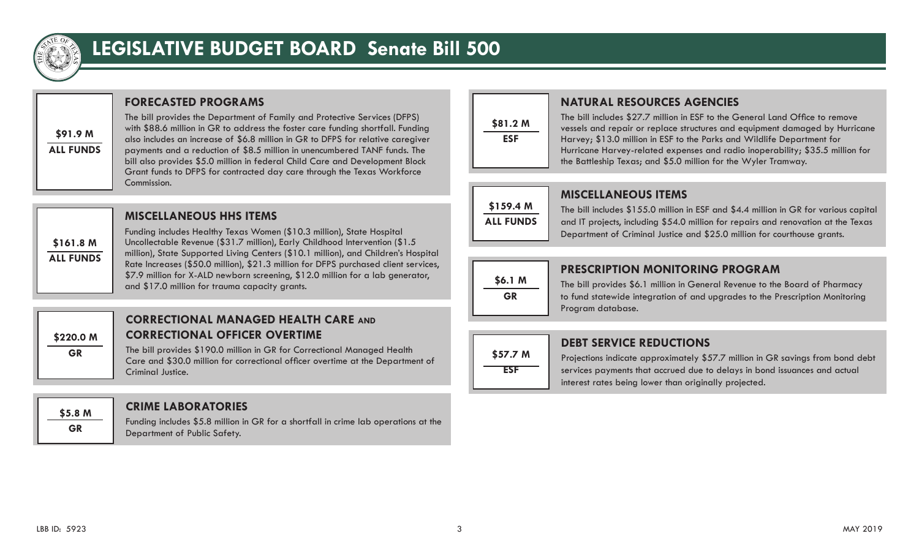# LEGISLATIVE BUDGET BOARD Senate Bill 500

## FORECASTED PROGRAMS

**$91.9 M**
**ALL FUNDS**

The bill provides the Department of Family and Protective Services (DFPS) with $88.6 million in GR to address the foster care funding shortfall. Funding also includes an increase of $6.8 million in GR to DFPS for relative caregiver payments and a reduction of $8.5 million in unencumbered TANF funds. The bill also provides $5.0 million in federal Child Care and Development Block Grant funds to DFPS for contracted day care through the Texas Workforce Commission.

## MISCELLANEOUS HHS ITEMS

**$161.8 M**
**ALL FUNDS**

Funding includes Healthy Texas Women ($10.3 million), State Hospital Uncollectable Revenue ($31.7 million), Early Childhood Intervention ($1.5 million), State Supported Living Centers ($10.1 million), and Children's Hospital Rate Increases ($50.0 million), $21.3 million for DFPS purchased client services, $7.9 million for X-ALD newborn screening, $12.0 million for a lab generator, and $17.0 million for trauma capacity grants.

## CORRECTIONAL MANAGED HEALTH CARE AND CORRECTIONAL OFFICER OVERTIME

**$220.0 M**
**GR**

The bill provides $190.0 million in GR for Correctional Managed Health Care and $30.0 million for correctional officer overtime at the Department of Criminal Justice.

## CRIME LABORATORIES

**$5.8 M**
**GR**

Funding includes $5.8 million in GR for a shortfall in crime lab operations at the Department of Public Safety.

## NATURAL RESOURCES AGENCIES

**$81.2 M**
**ESF**

The bill includes $27.7 million in ESF to the General Land Office to remove vessels and repair or replace structures and equipment damaged by Hurricane Harvey; $13.0 million in ESF to the Parks and Wildlife Department for Hurricane Harvey-related expenses and radio inoperability; $35.5 million for the Battleship Texas; and $5.0 million for the Wyler Tramway.

## MISCELLANEOUS ITEMS

**$159.4 M**
**ALL FUNDS**

The bill includes $155.0 million in ESF and $4.4 million in GR for various capital and IT projects, including $54.0 million for repairs and renovation at the Texas Department of Criminal Justice and $25.0 million for courthouse grants.

## PRESCRIPTION MONITORING PROGRAM

**$6.1 M**
**GR**

The bill provides $6.1 million in General Revenue to the Board of Pharmacy to fund statewide integration of and upgrades to the Prescription Monitoring Program database.

## DEBT SERVICE REDUCTIONS

**$57.7 M**
**ESF**

Projections indicate approximately $57.7 million in GR savings from bond debt services payments that accrued due to delays in bond issuances and actual interest rates being lower than originally projected.

LBB ID: 5923

MAY 2019